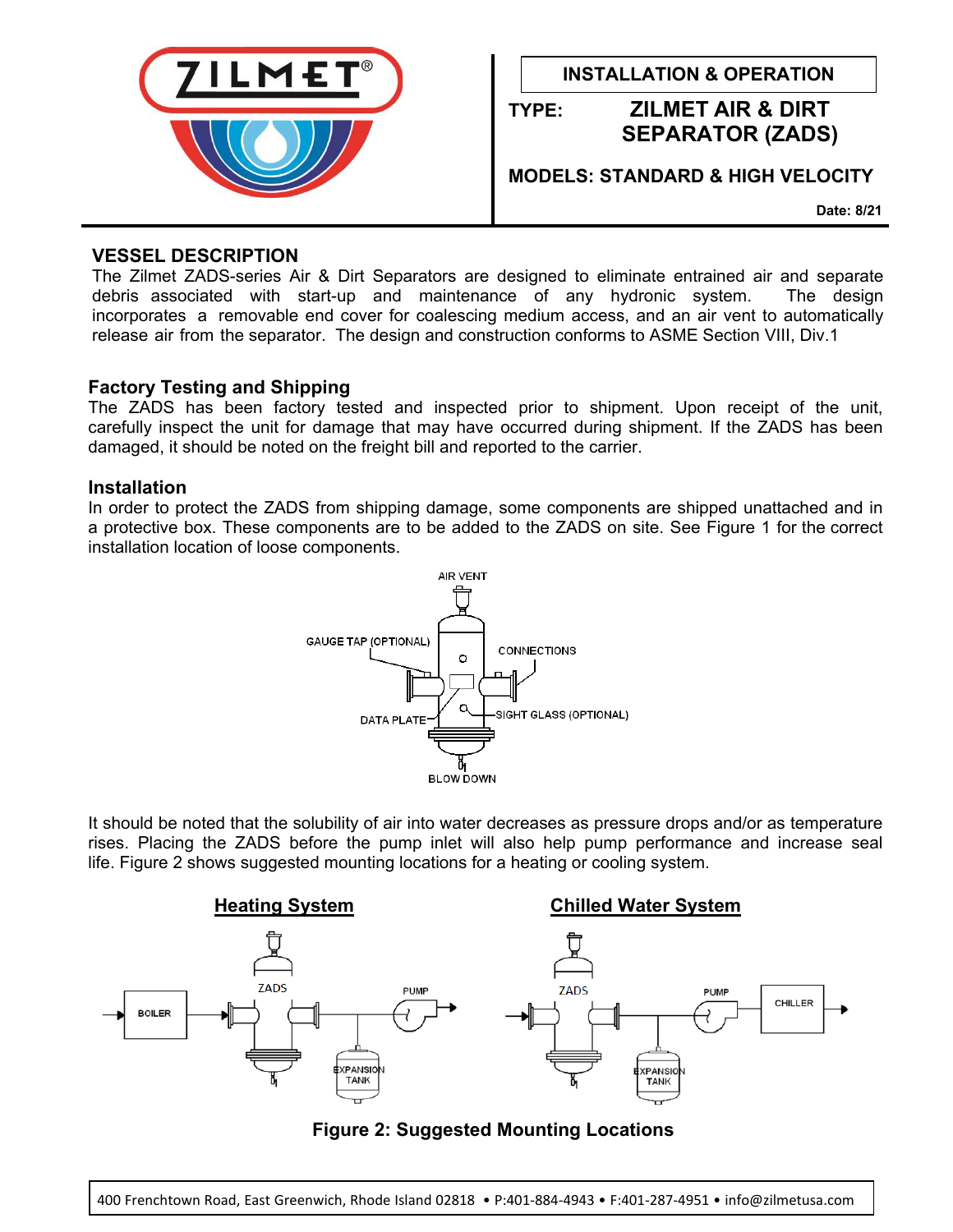**INSTALLATION & OPERATION**

**TYPE: ZILMET AIR & DIRT SEPARATOR (ZADS)**

**MODELS: STANDARD & HIGH VELOCITY**

**Date: 8/21**

## VESSEL DESCRIPTION

The Zilmet ZADS-series Air & Dirt Separators are designed to eliminate entrained air and separate debris associated with start-up and maintenance of any hydronic system. The design incorporates a removable end cover for coalescing medium access, and an air vent to automatically release air from the separator. The design and construction conforms to ASME Section VIII, Div.1

### Factory Testing and Shipping

The ZADS has been factory tested and inspected prior to shipment. Upon receipt of the unit, carefully inspect the unit for damage that may have occurred during shipment. If the ZADS has been damaged, it should be noted on the freight bill and reported to the carrier.

### Installation

In order to protect the ZADS from shipping damage, some components are shipped unattached and in a protective box. These components are to be added to the ZADS on site. See Figure 1 for the correct installation location of loose components.

AIR VENT
GAUGE TAP (OPTIONAL)
CONNECTIONS
DATA PLATE
SIGHT GLASS (OPTIONAL)
BLOW DOWN

It should be noted that the solubility of air into water decreases as pressure drops and/or as temperature rises. Placing the ZADS before the pump inlet will also help pump performance and increase seal life. Figure 2 shows suggested mounting locations for a heating or cooling system.

**Heating System**

BOILER
ZADS
PUMP
EXPANSION TANK

**Chilled Water System**

ZADS
PUMP
CHILLER
EXPANSION TANK

**Figure 2: Suggested Mounting Locations**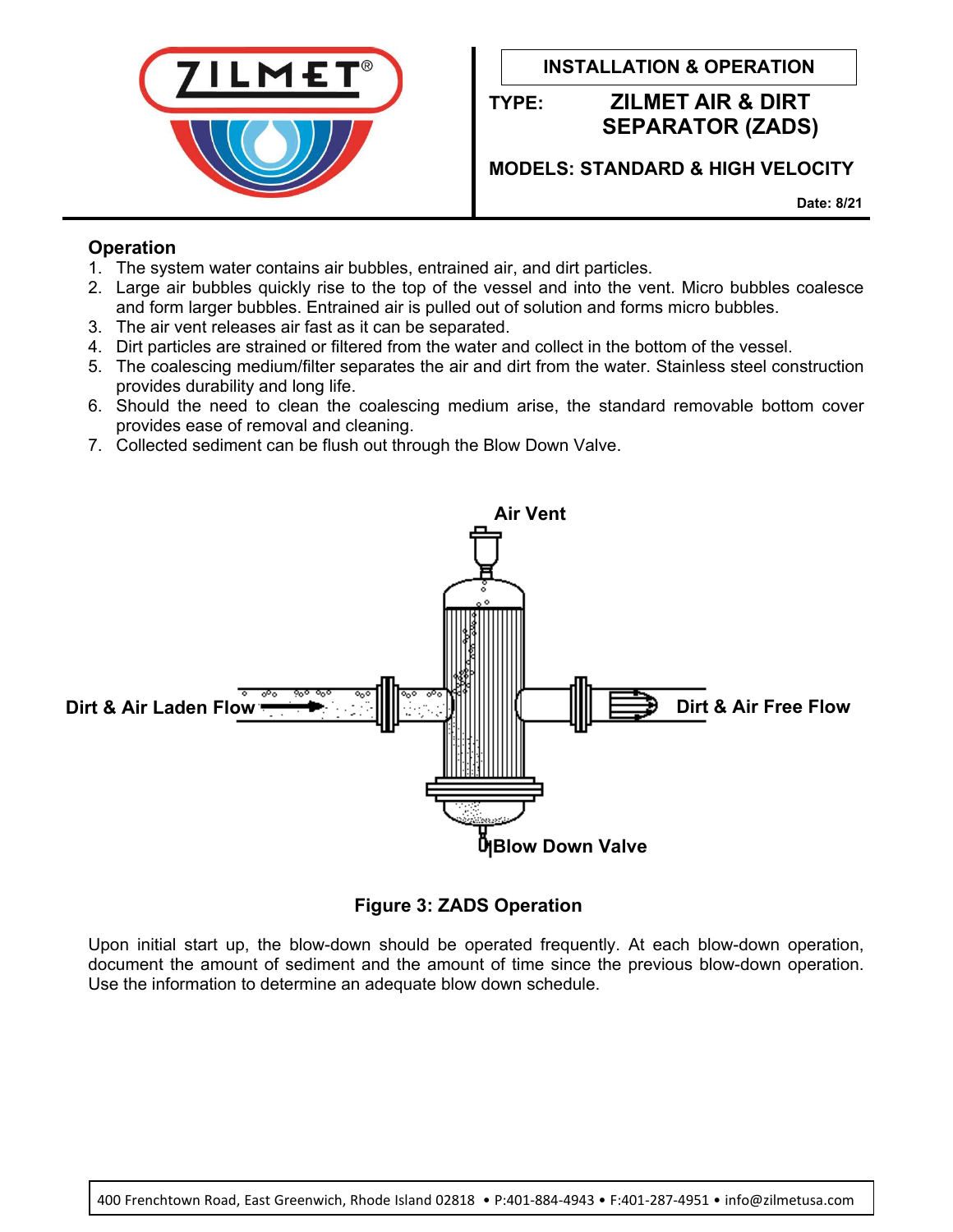## Operation

1. The system water contains air bubbles, entrained air, and dirt particles.
2. Large air bubbles quickly rise to the top of the vessel and into the vent. Micro bubbles coalesce and form larger bubbles. Entrained air is pulled out of solution and forms micro bubbles.
3. The air vent releases air fast as it can be separated.
4. Dirt particles are strained or filtered from the water and collect in the bottom of the vessel.
5. The coalescing medium/filter separates the air and dirt from the water. Stainless steel construction provides durability and long life.
6. Should the need to clean the coalescing medium arise, the standard removable bottom cover provides ease of removal and cleaning.
7. Collected sediment can be flush out through the Blow Down Valve.

Air Vent

Dirt & Air Laden Flow

Dirt & Air Free Flow

Blow Down Valve

**Figure 3: ZADS Operation**

Upon initial start up, the blow-down should be operated frequently. At each blow-down operation, document the amount of sediment and the amount of time since the previous blow-down operation. Use the information to determine an adequate blow down schedule.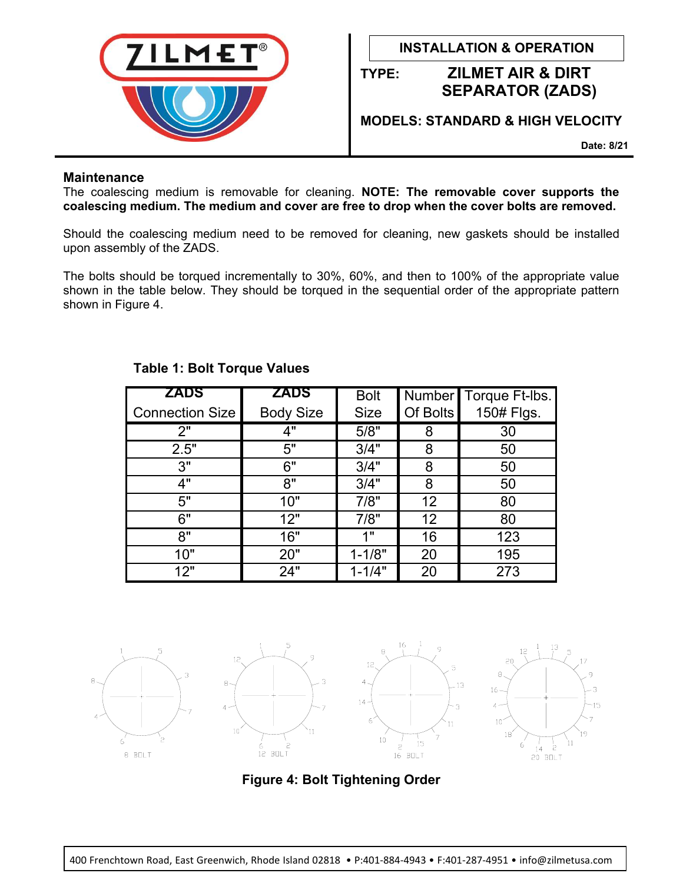## Maintenance

The coalescing medium is removable for cleaning. **NOTE: The removable cover supports the coalescing medium. The medium and cover are free to drop when the cover bolts are removed.**

Should the coalescing medium need to be removed for cleaning, new gaskets should be installed upon assembly of the ZADS.

The bolts should be torqued incrementally to 30%, 60%, and then to 100% of the appropriate value shown in the table below. They should be torqued in the sequential order of the appropriate pattern shown in Figure 4.

**Table 1: Bolt Torque Values**

| ZADS Connection Size | ZADS Body Size | Bolt Size | Number Of Bolts | Torque Ft-lbs. 150# Flgs. |
|---|---|---|---|---|
| 2" | 4" | 5/8" | 8 | 30 |
| 2.5" | 5" | 3/4" | 8 | 50 |
| 3" | 6" | 3/4" | 8 | 50 |
| 4" | 8" | 3/4" | 8 | 50 |
| 5" | 10" | 7/8" | 12 | 80 |
| 6" | 12" | 7/8" | 12 | 80 |
| 8" | 16" | 1" | 16 | 123 |
| 10" | 20" | 1-1/8" | 20 | 195 |
| 12" | 24" | 1-1/4" | 20 | 273 |

8 BOLT

12 BOLT

16 BOLT

20 BOLT

**Figure 4: Bolt Tightening Order**